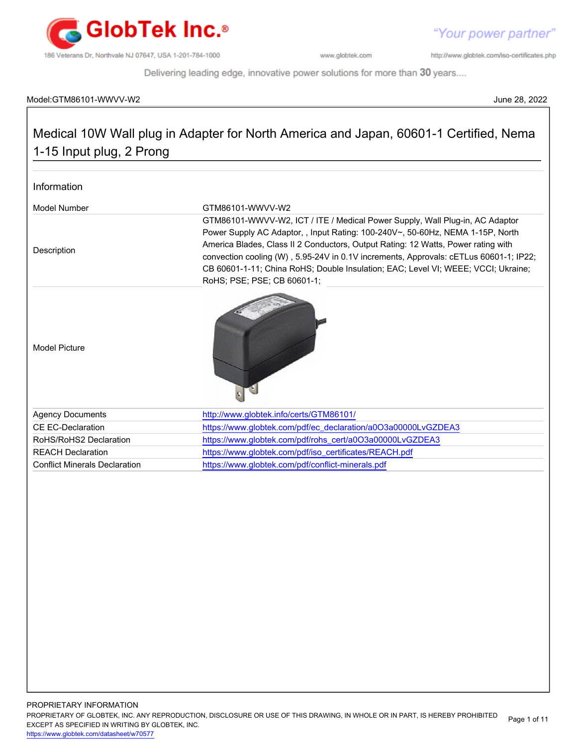Model:GTM86101-WWVV-W2 June 28, 2022

# Medical 10W Wall plug in Adapter for North America and Japan, 60601-1 Certified, Nema 1-15 Input plug, 2 Prong

## Information

| | |
|---|---|
| Model Number | GTM86101-WWVV-W2 |
| Description | GTM86101-WWVV-W2, ICT / ITE / Medical Power Supply, Wall Plug-in, AC Adaptor Power Supply AC Adaptor, , Input Rating: 100-240V~, 50-60Hz, NEMA 1-15P, North America Blades, Class II 2 Conductors, Output Rating: 12 Watts, Power rating with convection cooling (W) , 5.95-24V in 0.1V increments, Approvals: cETLus 60601-1; IP22; CB 60601-1-11; China RoHS; Double Insulation; EAC; Level VI; WEEE; VCCI; Ukraine; RoHS; PSE; PSE; CB 60601-1; |
| Model Picture | |
| Agency Documents | http://www.globtek.info/certs/GTM86101/ |
| CE EC-Declaration | https://www.globtek.com/pdf/ec_declaration/a0O3a00000LvGZDEA3 |
| RoHS/RoHS2 Declaration | https://www.globtek.com/pdf/rohs_cert/a0O3a00000LvGZDEA3 |
| REACH Declaration | https://www.globtek.com/pdf/iso_certificates/REACH.pdf |
| Conflict Minerals Declaration | https://www.globtek.com/pdf/conflict-minerals.pdf |

PROPRIETARY INFORMATION
PROPRIETARY OF GLOBTEK, INC. ANY REPRODUCTION, DISCLOSURE OR USE OF THIS DRAWING, IN WHOLE OR IN PART, IS HEREBY PROHIBITED EXCEPT AS SPECIFIED IN WRITING BY GLOBTEK, INC.
https://www.globtek.com/datasheet/w70577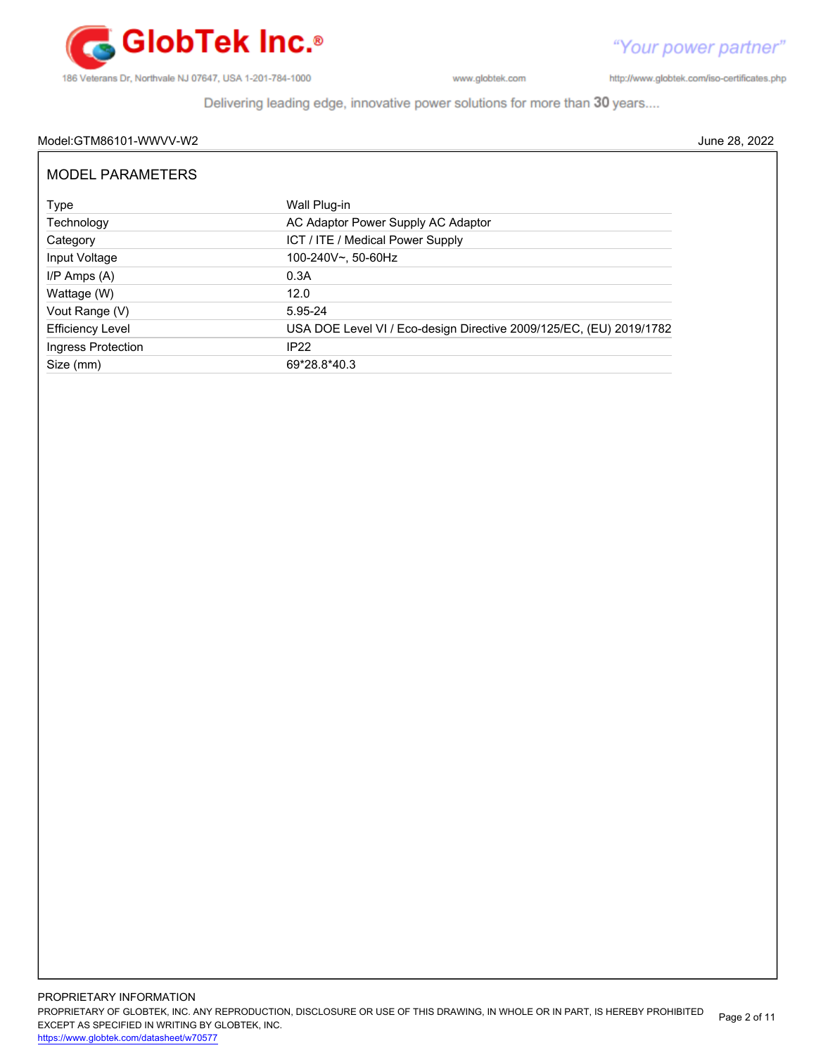Model:GTM86101-WWVV-W2 June 28, 2022

## MODEL PARAMETERS

| | |
|---|---|
| Type | Wall Plug-in |
| Technology | AC Adaptor Power Supply AC Adaptor |
| Category | ICT / ITE / Medical Power Supply |
| Input Voltage | 100-240V~, 50-60Hz |
| I/P Amps (A) | 0.3A |
| Wattage (W) | 12.0 |
| Vout Range (V) | 5.95-24 |
| Efficiency Level | USA DOE Level VI / Eco-design Directive 2009/125/EC, (EU) 2019/1782 |
| Ingress Protection | IP22 |
| Size (mm) | 69*28.8*40.3 |

PROPRIETARY INFORMATION
PROPRIETARY OF GLOBTEK, INC. ANY REPRODUCTION, DISCLOSURE OR USE OF THIS DRAWING, IN WHOLE OR IN PART, IS HEREBY PROHIBITED EXCEPT AS SPECIFIED IN WRITING BY GLOBTEK, INC.
https://www.globtek.com/datasheet/w70577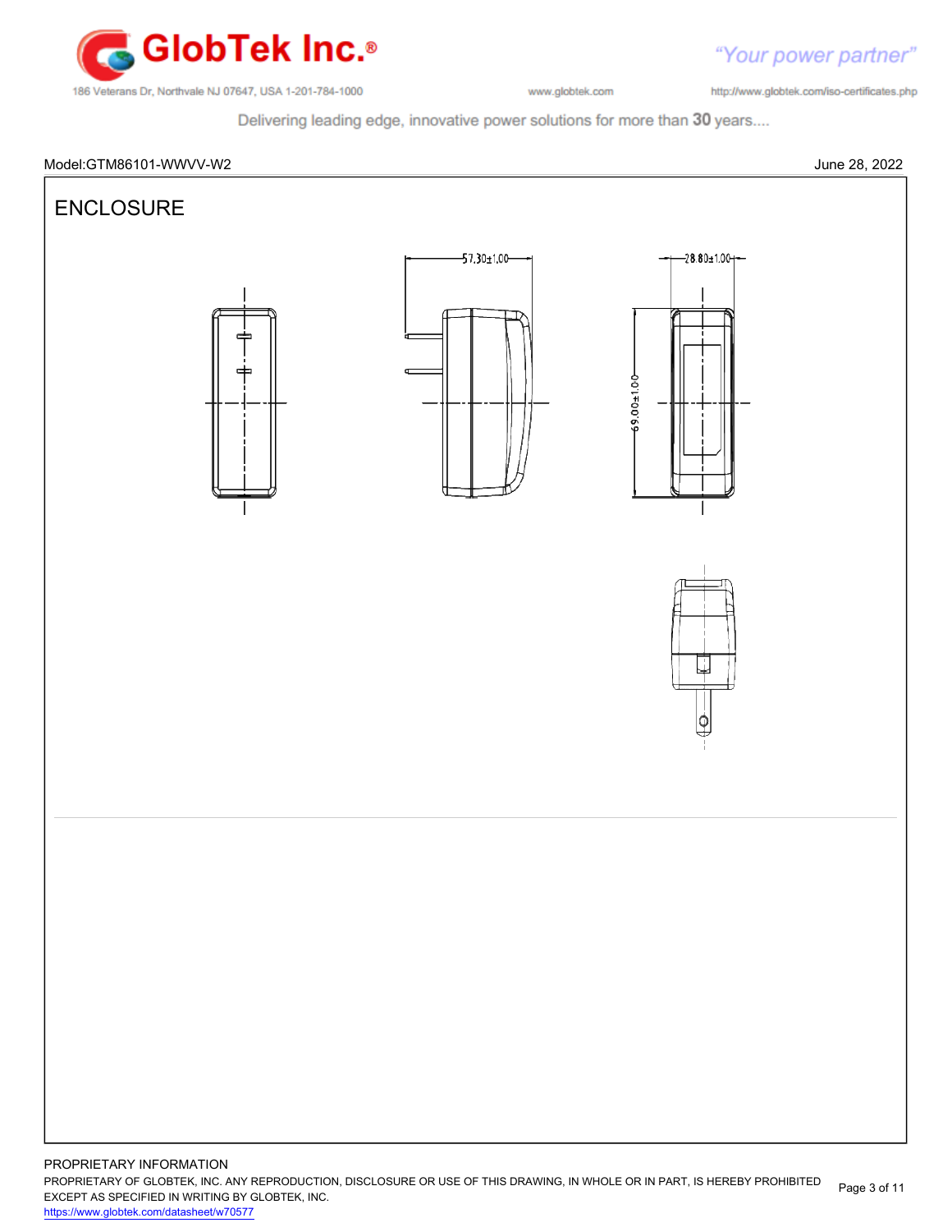Model:GTM86101-WWVV-W2

June 28, 2022

## ENCLOSURE

57.30±1.00

28.80±1.00

69.00±1.00

PROPRIETARY INFORMATION

PROPRIETARY OF GLOBTEK, INC. ANY REPRODUCTION, DISCLOSURE OR USE OF THIS DRAWING, IN WHOLE OR IN PART, IS HEREBY PROHIBITED EXCEPT AS SPECIFIED IN WRITING BY GLOBTEK, INC.

https://www.globtek.com/datasheet/w70577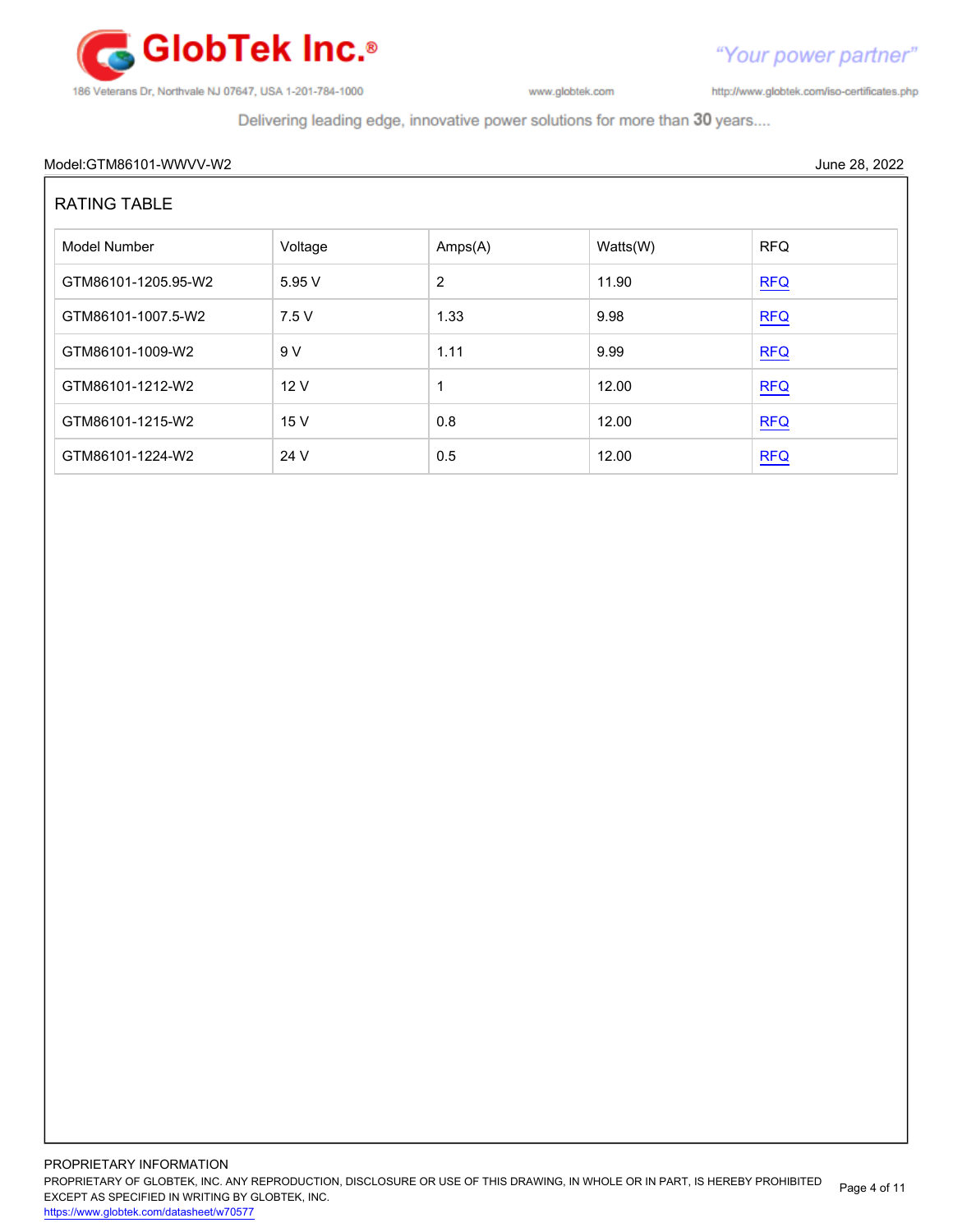Model:GTM86101-WWVV-W2

June 28, 2022

## RATING TABLE

| Model Number | Voltage | Amps(A) | Watts(W) | RFQ |
| --- | --- | --- | --- | --- |
| GTM86101-1205.95-W2 | 5.95 V | 2 | 11.90 | RFQ |
| GTM86101-1007.5-W2 | 7.5 V | 1.33 | 9.98 | RFQ |
| GTM86101-1009-W2 | 9 V | 1.11 | 9.99 | RFQ |
| GTM86101-1212-W2 | 12 V | 1 | 12.00 | RFQ |
| GTM86101-1215-W2 | 15 V | 0.8 | 12.00 | RFQ |
| GTM86101-1224-W2 | 24 V | 0.5 | 12.00 | RFQ |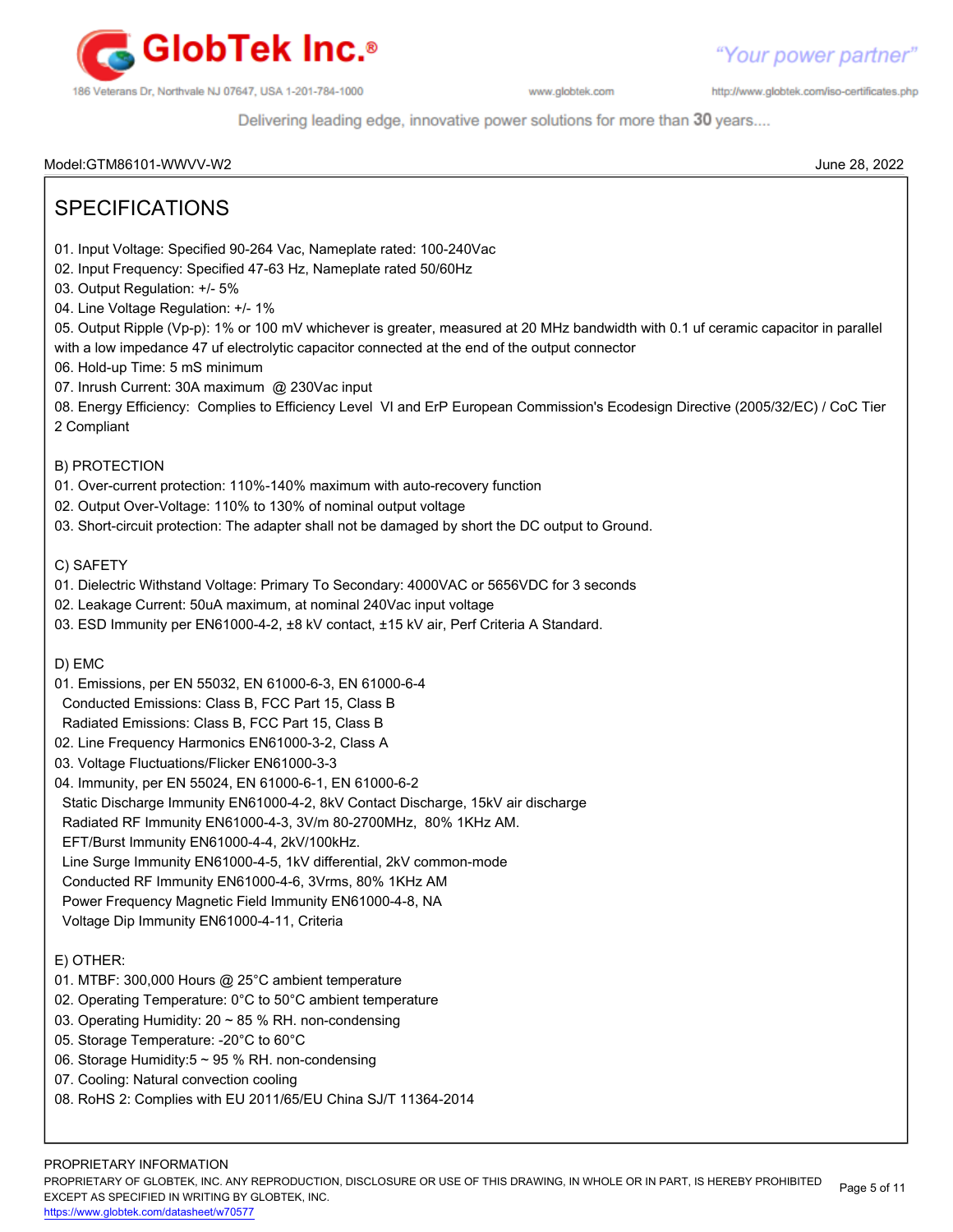Model:GTM86101-WWVV-W2 June 28, 2022

## SPECIFICATIONS

01. Input Voltage: Specified 90-264 Vac, Nameplate rated: 100-240Vac
02. Input Frequency: Specified 47-63 Hz, Nameplate rated 50/60Hz
03. Output Regulation: +/- 5%
04. Line Voltage Regulation: +/- 1%
05. Output Ripple (Vp-p): 1% or 100 mV whichever is greater, measured at 20 MHz bandwidth with 0.1 uf ceramic capacitor in parallel with a low impedance 47 uf of electrolytic capacitor connected at the end of the output connector
06. Hold-up Time: 5 mS minimum
07. Inrush Current: 30A maximum @ 230Vac input
08. Energy Efficiency: Complies to Efficiency Level VI and ErP European Commission's Ecodesign Directive (2005/32/EC) / CoC Tier 2 Compliant

### B) PROTECTION

01. Over-current protection: 110%-140% maximum with auto-recovery function
02. Output Over-Voltage: 110% to 130% of nominal output voltage
03. Short-circuit protection: The adapter shall not be damaged by short the DC output to Ground.

### C) SAFETY

01. Dielectric Withstand Voltage: Primary To Secondary: 4000VAC or 5656VDC for 3 seconds
02. Leakage Current: 50uA maximum, at nominal 240Vac input voltage
03. ESD Immunity per EN61000-4-2, ±8 kV contact, ±15 kV air, Perf Criteria A Standard.

### D) EMC

01. Emissions, per EN 55032, EN 61000-6-3, EN 61000-6-4
    Conducted Emissions: Class B, FCC Part 15, Class B
    Radiated Emissions: Class B, FCC Part 15, Class B
02. Line Frequency Harmonics EN61000-3-2, Class A
03. Voltage Fluctuations/Flicker EN61000-3-3
04. Immunity, per EN 55024, EN 61000-6-1, EN 61000-6-2
    Static Discharge Immunity EN61000-4-2, 8kV Contact Discharge, 15kV air discharge
    Radiated RF Immunity EN61000-4-3, 3V/m 80-2700MHz, 80% 1KHz AM.
    EFT/Burst Immunity EN61000-4-4, 2kV/100kHz.
    Line Surge Immunity EN61000-4-5, 1kV differential, 2kV common-mode
    Conducted RF Immunity EN61000-4-6, 3Vrms, 80% 1KHz AM
    Power Frequency Magnetic Field Immunity EN61000-4-8, NA
    Voltage Dip Immunity EN61000-4-11, Criteria

### E) OTHER:

01. MTBF: 300,000 Hours @ 25°C ambient temperature
02. Operating Temperature: 0°C to 50°C ambient temperature
03. Operating Humidity: 20 ~ 85 % RH. non-condensing
05. Storage Temperature: -20°C to 60°C
06. Storage Humidity:5 ~ 95 % RH. non-condensing
07. Cooling: Natural convection cooling
08. RoHS 2: Complies with EU 2011/65/EU China SJ/T 11364-2014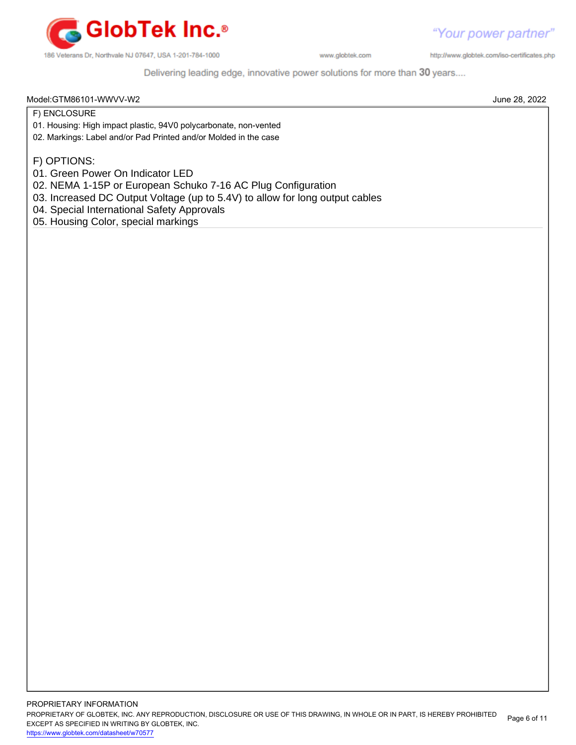Model:GTM86101-WWVV-W2 June 28, 2022

F) ENCLOSURE

01. Housing: High impact plastic, 94V0 polycarbonate, non-vented
02. Markings: Label and/or Pad Printed and/or Molded in the case

F) OPTIONS:

01. Green Power On Indicator LED
02. NEMA 1-15P or European Schuko 7-16 AC Plug Configuration
03. Increased DC Output Voltage (up to 5.4V) to allow for long output cables
04. Special International Safety Approvals
05. Housing Color, special markings

PROPRIETARY INFORMATION
PROPRIETARY OF GLOBTEK, INC. ANY REPRODUCTION, DISCLOSURE OR USE OF THIS DRAWING, IN WHOLE OR IN PART, IS HEREBY PROHIBITED EXCEPT AS SPECIFIED IN WRITING BY GLOBTEK, INC.
https://www.globtek.com/datasheet/w70577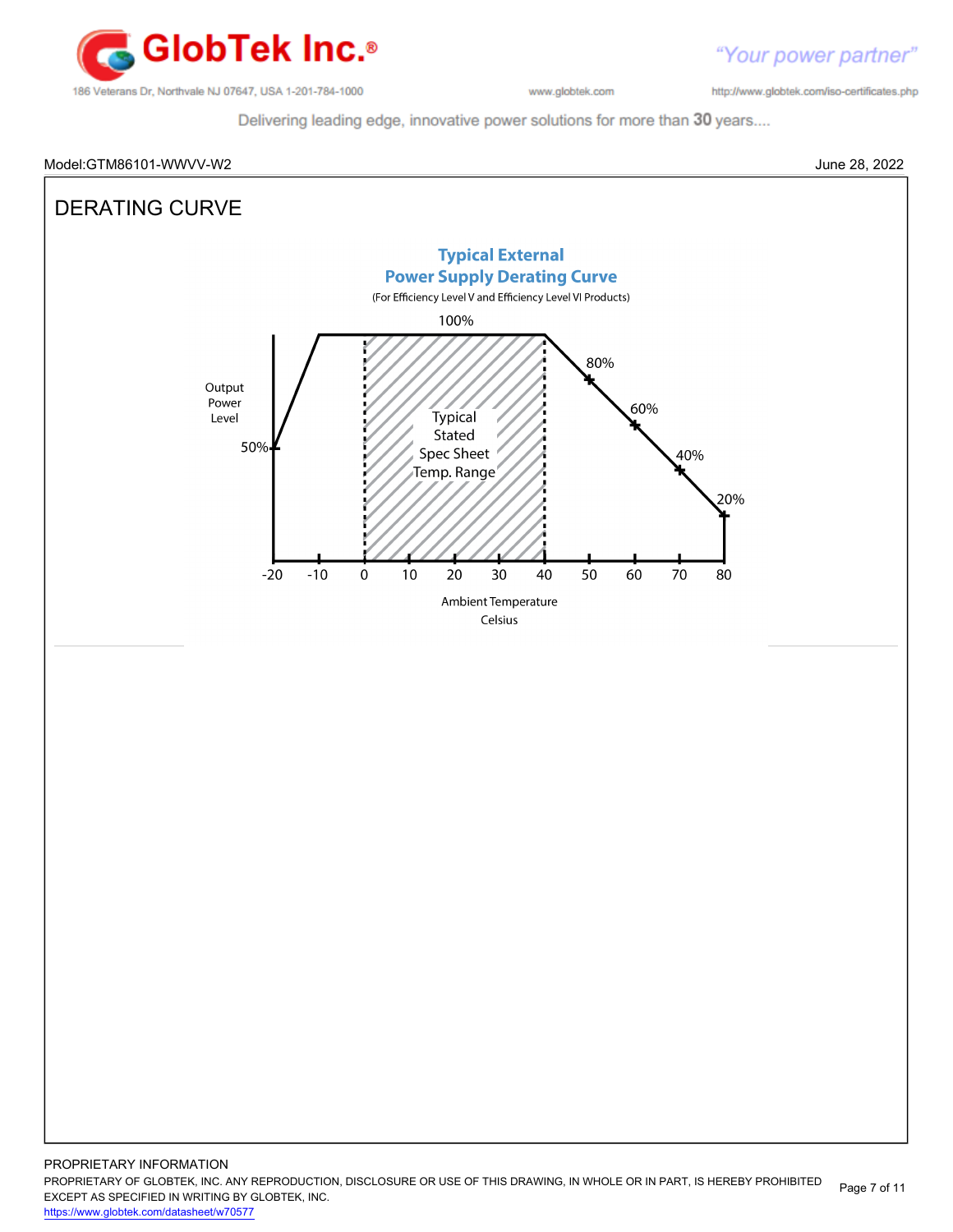Model:GTM86101-WWVV-W2

June 28, 2022

# DERATING CURVE

**Typical External**
**Power Supply Derating Curve**
(For Efficiency Level V and Efficiency Level VI Products)

100%

80%

60%

40%

20%

50%

Output Power Level

Typical Stated Spec Sheet Temp. Range

-20 -10 0 10 20 30 40 50 60 70 80

Ambient Temperature
Celsius

PROPRIETARY INFORMATION
PROPRIETARY OF GLOBTEK, INC. ANY REPRODUCTION, DISCLOSURE OR USE OF THIS DRAWING, IN WHOLE OR IN PART, IS HEREBY PROHIBITED EXCEPT AS SPECIFIED IN WRITING BY GLOBTEK, INC.
https://www.globtek.com/datasheet/w70577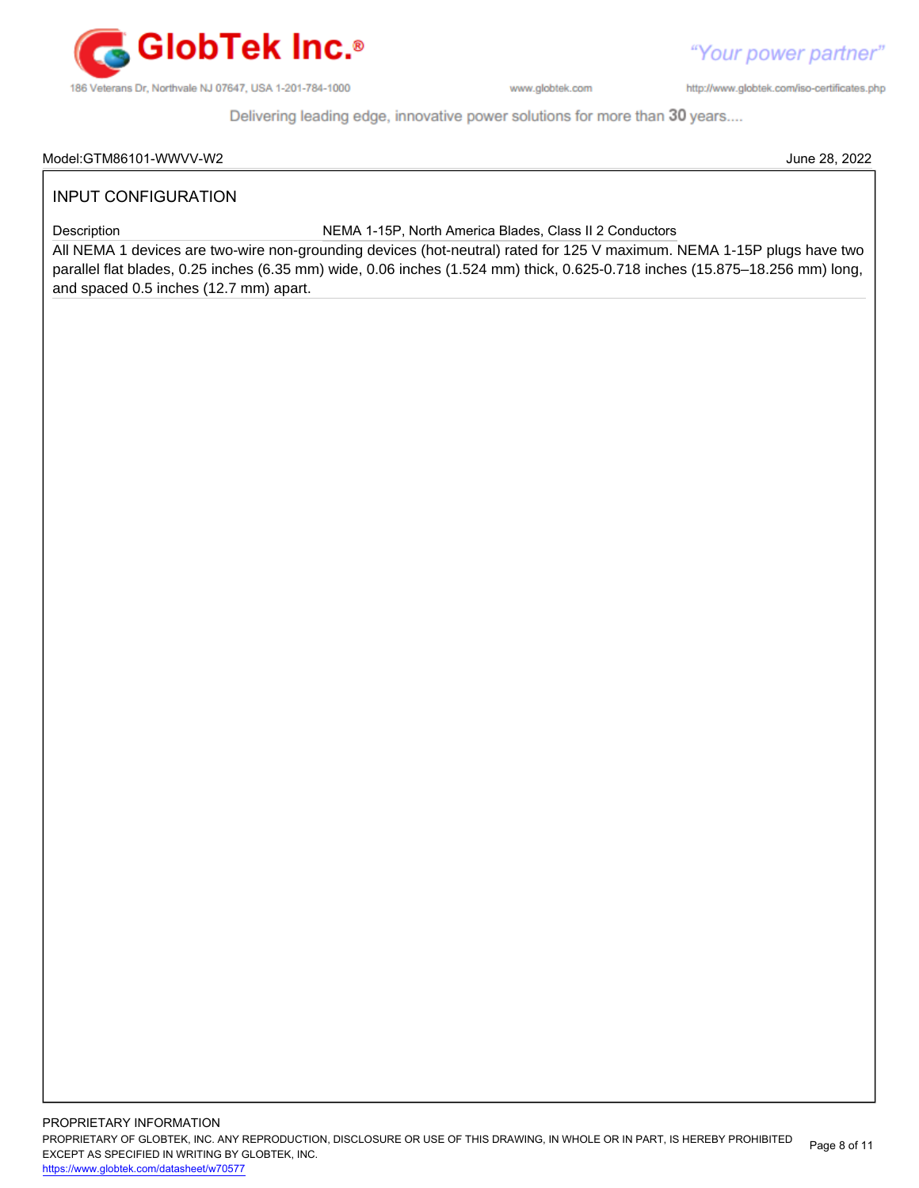Model:GTM86101-WWVV-W2 June 28, 2022

## INPUT CONFIGURATION

| Description | NEMA 1-15P, North America Blades, Class II 2 Conductors |
|---|---|

All NEMA 1 devices are two-wire non-grounding devices (hot-neutral) rated for 125 V maximum. NEMA 1-15P plugs have two parallel flat blades, 0.25 inches (6.35 mm) wide, 0.06 inches (1.524 mm) thick, 0.625-0.718 inches (15.875–18.256 mm) long, and spaced 0.5 inches (12.7 mm) apart.

PROPRIETARY INFORMATION

PROPRIETARY OF GLOBTEK, INC. ANY REPRODUCTION, DISCLOSURE OR USE OF THIS DRAWING, IN WHOLE OR IN PART, IS HEREBY PROHIBITED EXCEPT AS SPECIFIED IN WRITING BY GLOBTEK, INC.

https://www.globtek.com/datasheet/w70577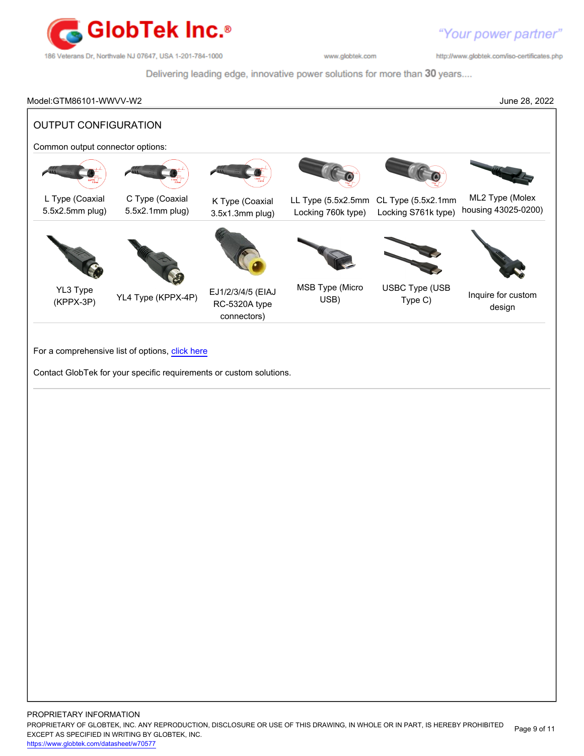Model:GTM86101-WWVV-W2 June 28, 2022

## OUTPUT CONFIGURATION

Common output connector options:

| | | | | | |
|---|---|---|---|---|---|
| L Type (Coaxial 5.5x2.5mm plug) | C Type (Coaxial 5.5x2.1mm plug) | K Type (Coaxial 3.5x1.3mm plug) | LL Type (5.5x2.5mm Locking 760k type) | CL Type (5.5x2.1mm Locking S761k type) | ML2 Type (Molex housing 43025-0200) |
| YL3 Type (KPPX-3P) | YL4 Type (KPPX-4P) | EJ1/2/3/4/5 (EIAJ RC-5320A type connectors) | MSB Type (Micro USB) | USBC Type (USB Type C) | Inquire for custom design |

For a comprehensive list of options, [click here]

Contact GlobTek for your specific requirements or custom solutions.

PROPRIETARY INFORMATION
PROPRIETARY OF GLOBTEK, INC. ANY REPRODUCTION, DISCLOSURE OR USE OF THIS DRAWING, IN WHOLE OR IN PART, IS HEREBY PROHIBITED EXCEPT AS SPECIFIED IN WRITING BY GLOBTEK, INC.
https://www.globtek.com/datasheet/w70577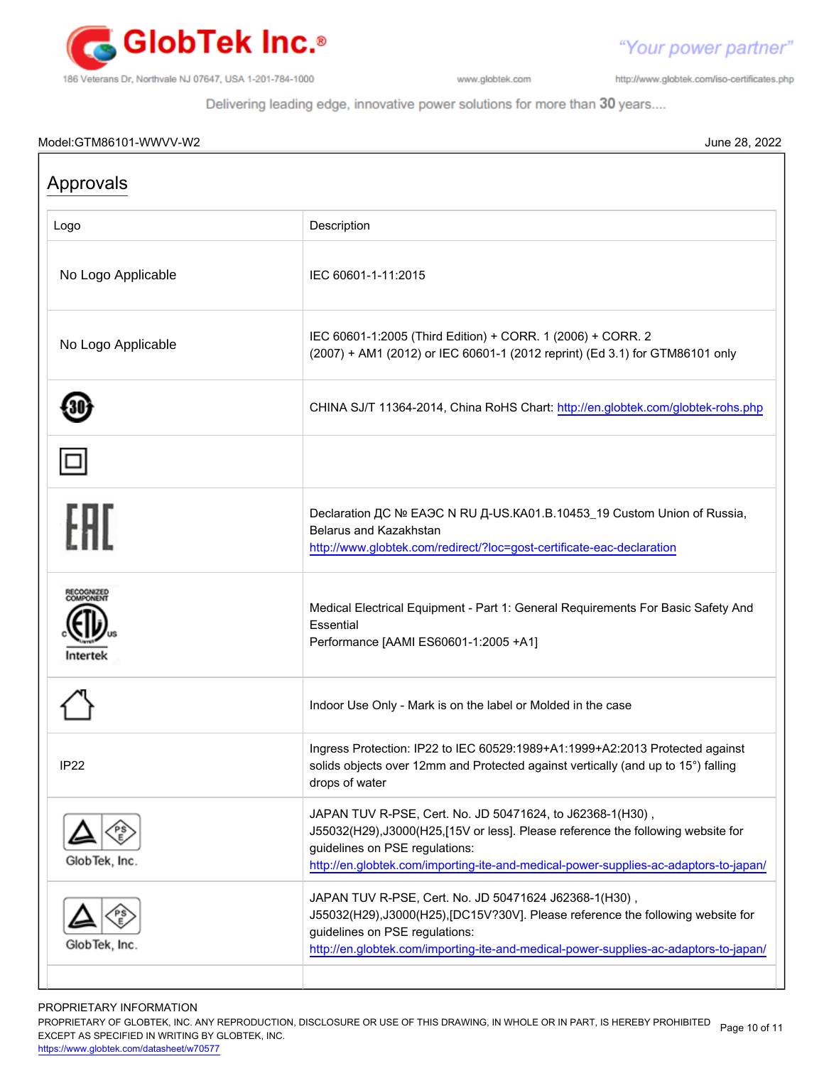Model:GTM86101-WWVV-W2

June 28, 2022

## Approvals

| Logo | Description |
|---|---|
| No Logo Applicable | IEC 60601-1-11:2015 |
| No Logo Applicable | IEC 60601-1:2005 (Third Edition) + CORR. 1 (2006) + CORR. 2 (2007) + AM1 (2012) or IEC 60601-1 (2012 reprint) (Ed 3.1) for GTM86101 only |
| | CHINA SJ/T 11364-2014, China RoHS Chart: http://en.globtek.com/globtek-rohs.php |
| | |
| | Declaration ДС № ЕАЭС N RU Д-US.КА01.В.10453_19 Custom Union of Russia, Belarus and Kazakhstan http://www.globtek.com/redirect/?loc=gost-certificate-eac-declaration |
| | Medical Electrical Equipment - Part 1: General Requirements For Basic Safety And Essential Performance [AAMI ES60601-1:2005 +A1] |
| | Indoor Use Only - Mark is on the label or Molded in the case |
| IP22 | Ingress Protection: IP22 to IEC 60529:1989+A1:1999+A2:2013 Protected against solids objects over 12mm and Protected against vertically (and up to 15°) falling drops of water |
| | JAPAN TUV R-PSE, Cert. No. JD 50471624, to J62368-1(H30) , J55032(H29),J3000(H25,[15V or less]. Please reference the following website for guidelines on PSE regulations: http://en.globtek.com/importing-ite-and-medical-power-supplies-ac-adaptors-to-japan/ |
| | JAPAN TUV R-PSE, Cert. No. JD 50471624 J62368-1(H30) , J55032(H29),J3000(H25),[DC15V?30V]. Please reference the following website for guidelines on PSE regulations: http://en.globtek.com/importing-ite-and-medical-power-supplies-ac-adaptors-to-japan/ |
| | |

PROPRIETARY INFORMATION

PROPRIETARY OF GLOBTEK, INC. ANY REPRODUCTION, DISCLOSURE OR USE OF THIS DRAWING, IN WHOLE OR IN PART, IS HEREBY PROHIBITED EXCEPT AS SPECIFIED IN WRITING BY GLOBTEK, INC.

https://www.globtek.com/datasheet/w70577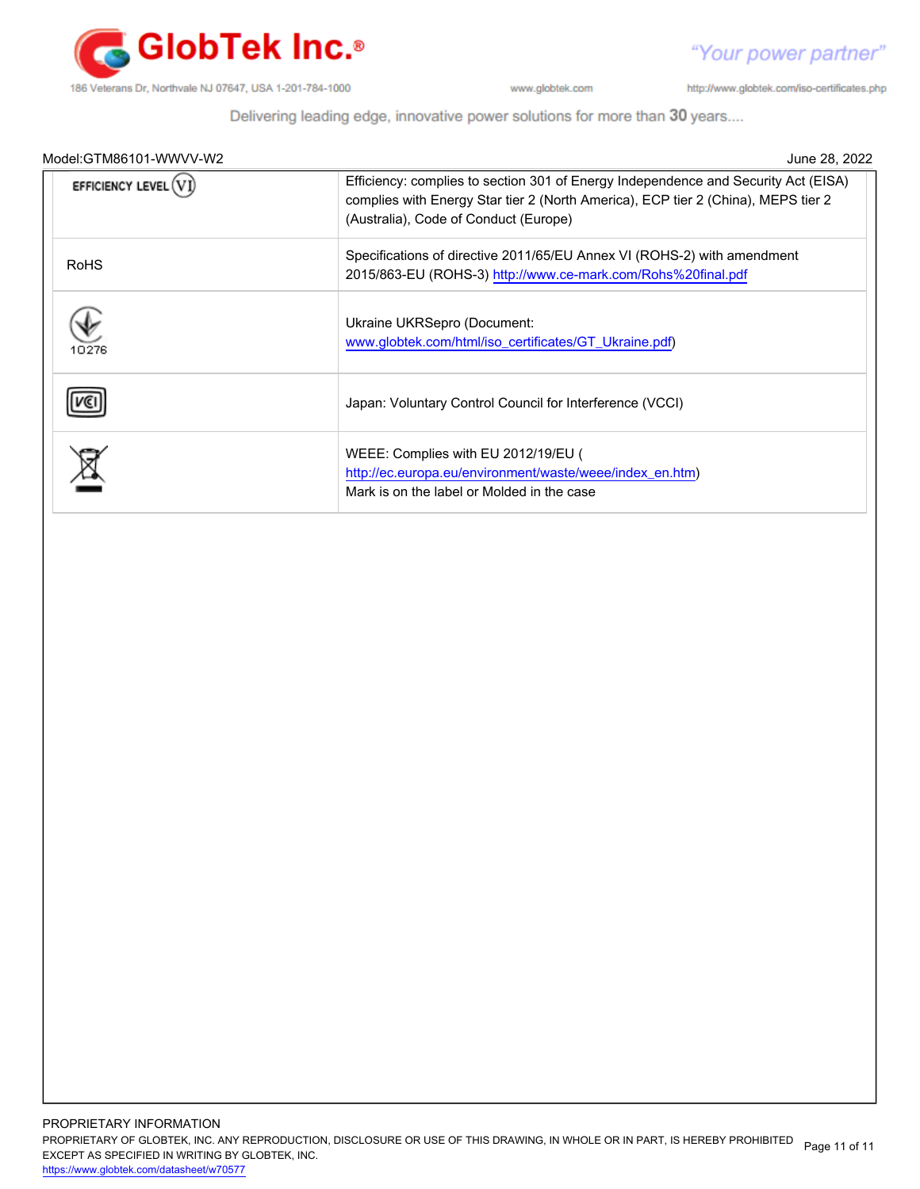Model:GTM86101-WWVV-W2 June 28, 2022

| | |
|---|---|
| EFFICIENCY LEVEL (VI) | Efficiency: complies to section 301 of Energy Independence and Security Act (EISA) complies with Energy Star tier 2 (North America), ECP tier 2 (China), MEPS tier 2 (Australia), Code of Conduct (Europe) |
| RoHS | Specifications of directive 2011/65/EU Annex VI (ROHS-2) with amendment 2015/863-EU (ROHS-3) http://www.ce-mark.com/Rohs%20final.pdf |
| 10276 | Ukraine UKRSepro (Document: www.globtek.com/html/iso_certificates/GT_Ukraine.pdf) |
| VCI | Japan: Voluntary Control Council for Interference (VCCI) |
| | WEEE: Complies with EU 2012/19/EU ( http://ec.europa.eu/environment/waste/weee/index_en.htm) Mark is on the label or Molded in the case |

PROPRIETARY INFORMATION
PROPRIETARY OF GLOBTEK, INC. ANY REPRODUCTION, DISCLOSURE OR USE OF THIS DRAWING, IN WHOLE OR IN PART, IS HEREBY PROHIBITED EXCEPT AS SPECIFIED IN WRITING BY GLOBTEK, INC.
https://www.globtek.com/datasheet/w70577